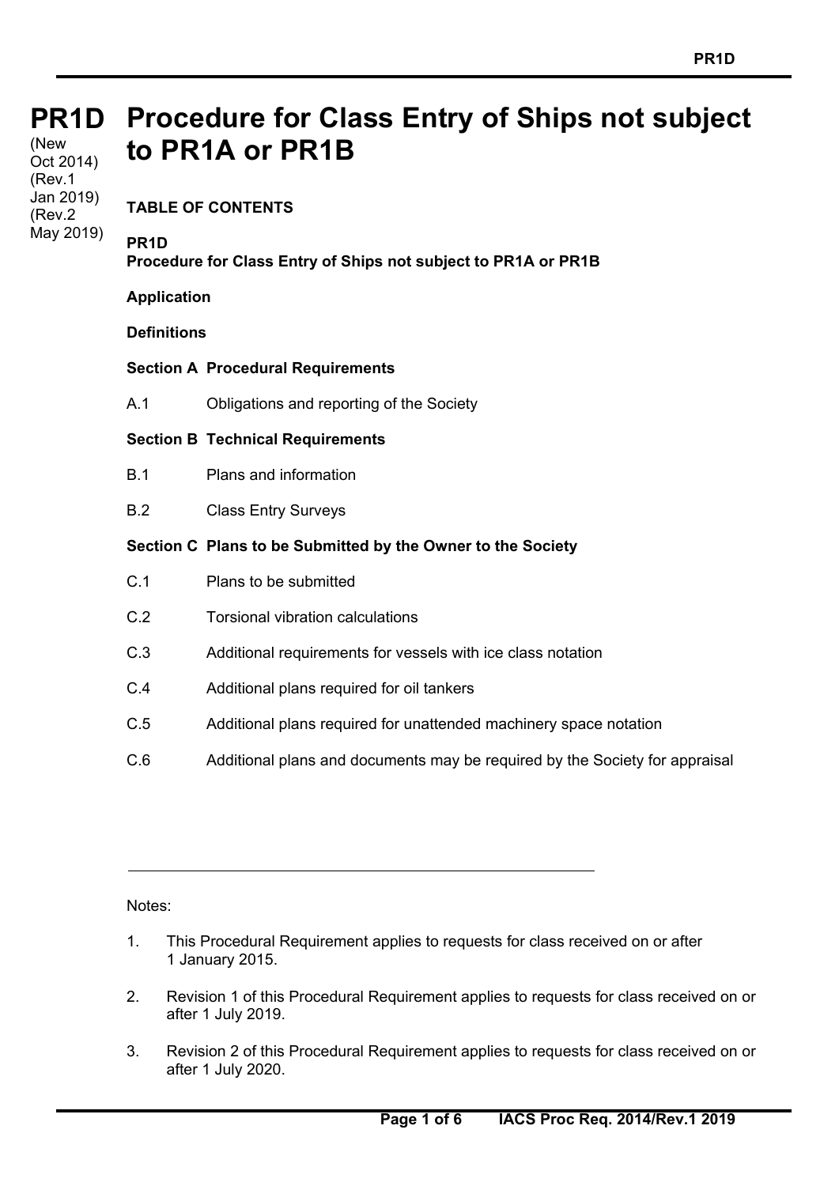# PR1D Procedure for Class Entry of Ships not subject to PR1A or PR1B

(New Oct 2014)
(Rev.1 Jan 2019)
(Rev.2 May 2019)

**TABLE OF CONTENTS**

**PR1D**
**Procedure for Class Entry of Ships not subject to PR1A or PR1B**

**Application**

**Definitions**

**Section A Procedural Requirements**

A.1 Obligations and reporting of the Society

**Section B Technical Requirements**

B.1 Plans and information

B.2 Class Entry Surveys

**Section C Plans to be Submitted by the Owner to the Society**

C.1 Plans to be submitted

C.2 Torsional vibration calculations

C.3 Additional requirements for vessels with ice class notation

C.4 Additional plans required for oil tankers

C.5 Additional plans required for unattended machinery space notation

C.6 Additional plans and documents may be required by the Society for appraisal

---

Notes:

1. This Procedural Requirement applies to requests for class received on or after 1 January 2015.

2. Revision 1 of this Procedural Requirement applies to requests for class received on or after 1 July 2019.

3. Revision 2 of this Procedural Requirement applies to requests for class received on or after 1 July 2020.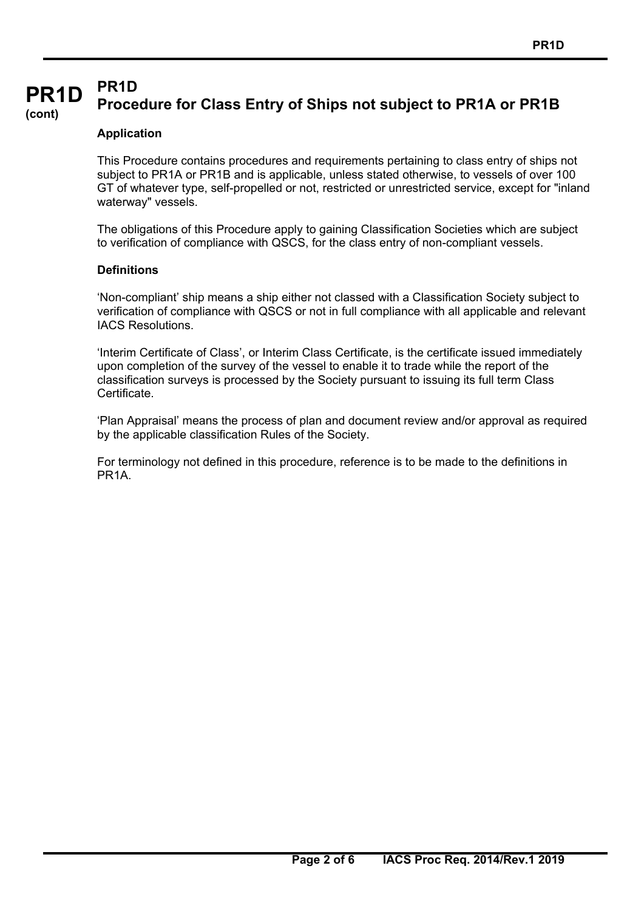# PR1D Procedure for Class Entry of Ships not subject to PR1A or PR1B

### Application

This Procedure contains procedures and requirements pertaining to class entry of ships not subject to PR1A or PR1B and is applicable, unless stated otherwise, to vessels of over 100 GT of whatever type, self-propelled or not, restricted or unrestricted service, except for "inland waterway" vessels.

The obligations of this Procedure apply to gaining Classification Societies which are subject to verification of compliance with QSCS, for the class entry of non-compliant vessels.

### Definitions

'Non-compliant' ship means a ship either not classed with a Classification Society subject to verification of compliance with QSCS or not in full compliance with all applicable and relevant IACS Resolutions.

'Interim Certificate of Class', or Interim Class Certificate, is the certificate issued immediately upon completion of the survey of the vessel to enable it to trade while the report of the classification surveys is processed by the Society pursuant to issuing its full term Class Certificate.

'Plan Appraisal' means the process of plan and document review and/or approval as required by the applicable classification Rules of the Society.

For terminology not defined in this procedure, reference is to be made to the definitions in PR1A.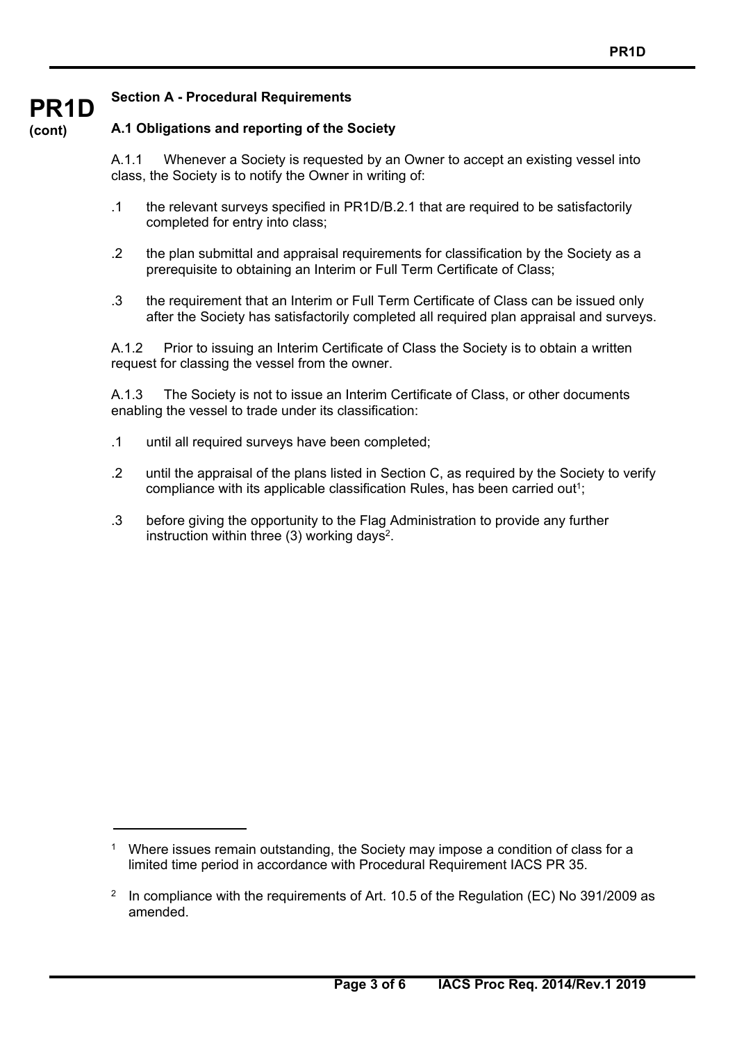**PR1D (cont)**

## Section A - Procedural Requirements

### A.1 Obligations and reporting of the Society

A.1.1 Whenever a Society is requested by an Owner to accept an existing vessel into class, the Society is to notify the Owner in writing of:

.1 the relevant surveys specified in PR1D/B.2.1 that are required to be satisfactorily completed for entry into class;

.2 the plan submittal and appraisal requirements for classification by the Society as a prerequisite to obtaining an Interim or Full Term Certificate of Class;

.3 the requirement that an Interim or Full Term Certificate of Class can be issued only after the Society has satisfactorily completed all required plan appraisal and surveys.

A.1.2 Prior to issuing an Interim Certificate of Class the Society is to obtain a written request for classing the vessel from the owner.

A.1.3 The Society is not to issue an Interim Certificate of Class, or other documents enabling the vessel to trade under its classification:

.1 until all required surveys have been completed;

.2 until the appraisal of the plans listed in Section C, as required by the Society to verify compliance with its applicable classification Rules, has been carried out[1];

.3 before giving the opportunity to the Flag Administration to provide any further instruction within three (3) working days[2].

---

[1] Where issues remain outstanding, the Society may impose a condition of class for a limited time period in accordance with Procedural Requirement IACS PR 35.

[2] In compliance with the requirements of Art. 10.5 of the Regulation (EC) No 391/2009 as amended.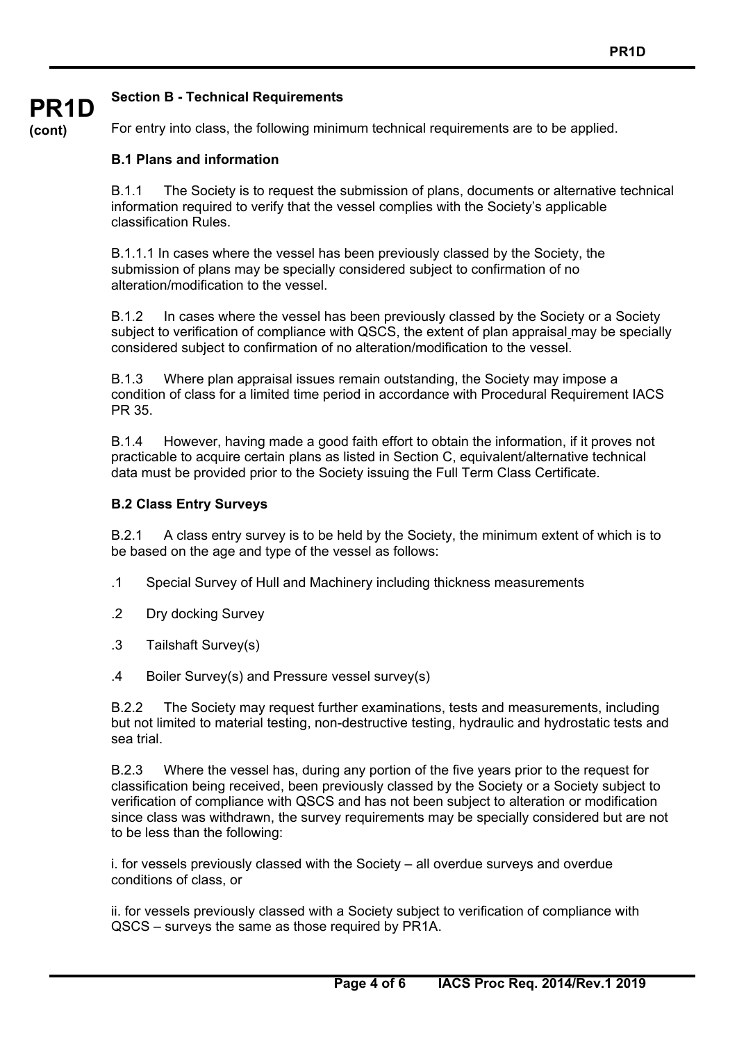## Section B - Technical Requirements

For entry into class, the following minimum technical requirements are to be applied.

### B.1 Plans and information

B.1.1 The Society is to request the submission of plans, documents or alternative technical information required to verify that the vessel complies with the Society's applicable classification Rules.

B.1.1.1 In cases where the vessel has been previously classed by the Society, the submission of plans may be specially considered subject to confirmation of no alteration/modification to the vessel.

B.1.2 In cases where the vessel has been previously classed by the Society or a Society subject to verification of compliance with QSCS, the extent of plan appraisal may be specially considered subject to confirmation of no alteration/modification to the vessel.

B.1.3 Where plan appraisal issues remain outstanding, the Society may impose a condition of class for a limited time period in accordance with Procedural Requirement IACS PR 35.

B.1.4 However, having made a good faith effort to obtain the information, if it proves not practicable to acquire certain plans as listed in Section C, equivalent/alternative technical data must be provided prior to the Society issuing the Full Term Class Certificate.

### B.2 Class Entry Surveys

B.2.1 A class entry survey is to be held by the Society, the minimum extent of which is to be based on the age and type of the vessel as follows:

.1 Special Survey of Hull and Machinery including thickness measurements

.2 Dry docking Survey

.3 Tailshaft Survey(s)

.4 Boiler Survey(s) and Pressure vessel survey(s)

B.2.2 The Society may request further examinations, tests and measurements, including but not limited to material testing, non-destructive testing, hydraulic and hydrostatic tests and sea trial.

B.2.3 Where the vessel has, during any portion of the five years prior to the request for classification being received, been previously classed by the Society or a Society subject to verification of compliance with QSCS and has not been subject to alteration or modification since class was withdrawn, the survey requirements may be specially considered but are not to be less than the following:

i. for vessels previously classed with the Society – all overdue surveys and overdue conditions of class, or

ii. for vessels previously classed with a Society subject to verification of compliance with QSCS – surveys the same as those required by PR1A.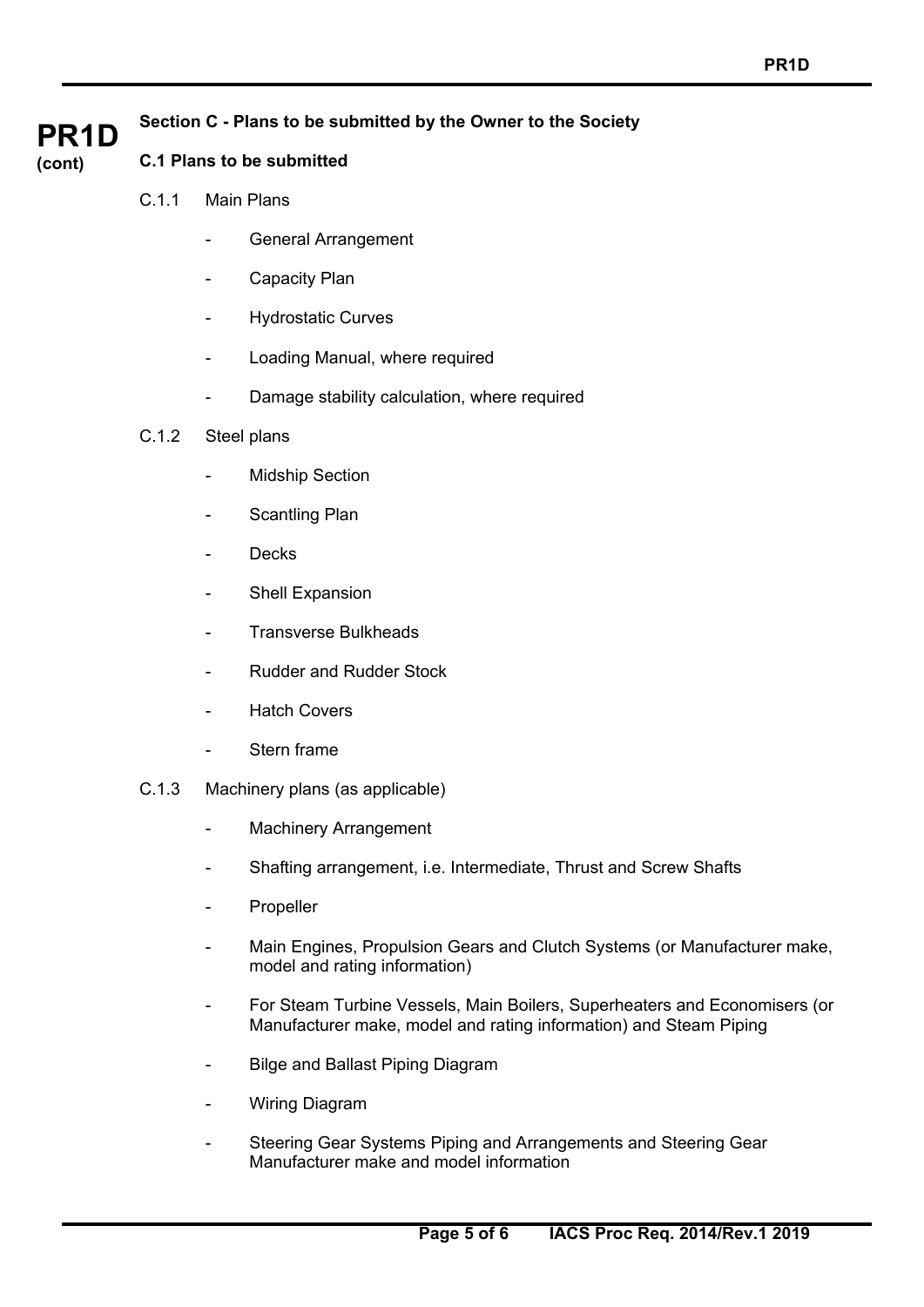**PR1D (cont)**

## Section C - Plans to be submitted by the Owner to the Society

### C.1 Plans to be submitted

C.1.1 Main Plans

- General Arrangement
- Capacity Plan
- Hydrostatic Curves
- Loading Manual, where required
- Damage stability calculation, where required

C.1.2 Steel plans

- Midship Section
- Scantling Plan
- Decks
- Shell Expansion
- Transverse Bulkheads
- Rudder and Rudder Stock
- Hatch Covers
- Stern frame

C.1.3 Machinery plans (as applicable)

- Machinery Arrangement
- Shafting arrangement, i.e. Intermediate, Thrust and Screw Shafts
- Propeller
- Main Engines, Propulsion Gears and Clutch Systems (or Manufacturer make, model and rating information)
- For Steam Turbine Vessels, Main Boilers, Superheaters and Economisers (or Manufacturer make, model and rating information) and Steam Piping
- Bilge and Ballast Piping Diagram
- Wiring Diagram
- Steering Gear Systems Piping and Arrangements and Steering Gear Manufacturer make and model information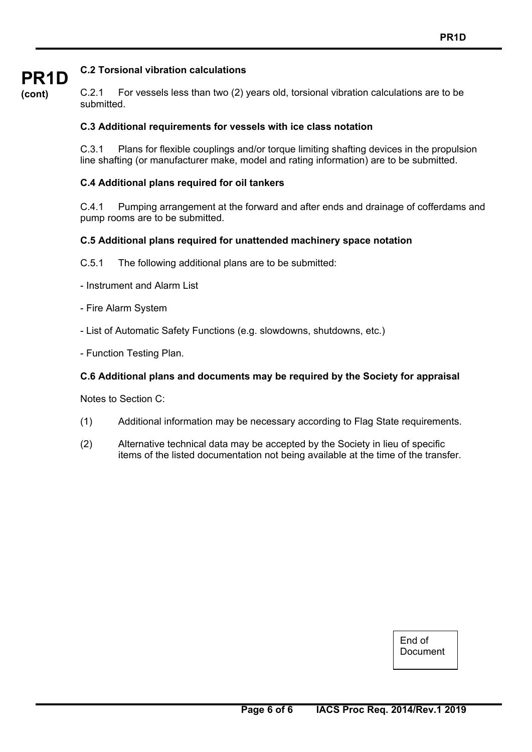### C.2 Torsional vibration calculations

C.2.1 For vessels less than two (2) years old, torsional vibration calculations are to be submitted.

### C.3 Additional requirements for vessels with ice class notation

C.3.1 Plans for flexible couplings and/or torque limiting shafting devices in the propulsion line shafting (or manufacturer make, model and rating information) are to be submitted.

### C.4 Additional plans required for oil tankers

C.4.1 Pumping arrangement at the forward and after ends and drainage of cofferdams and pump rooms are to be submitted.

### C.5 Additional plans required for unattended machinery space notation

C.5.1 The following additional plans are to be submitted:

- Instrument and Alarm List

- Fire Alarm System

- List of Automatic Safety Functions (e.g. slowdowns, shutdowns, etc.)

- Function Testing Plan.

### C.6 Additional plans and documents may be required by the Society for appraisal

Notes to Section C:

(1) Additional information may be necessary according to Flag State requirements.

(2) Alternative technical data may be accepted by the Society in lieu of specific items of the listed documentation not being available at the time of the transfer.

End of Document